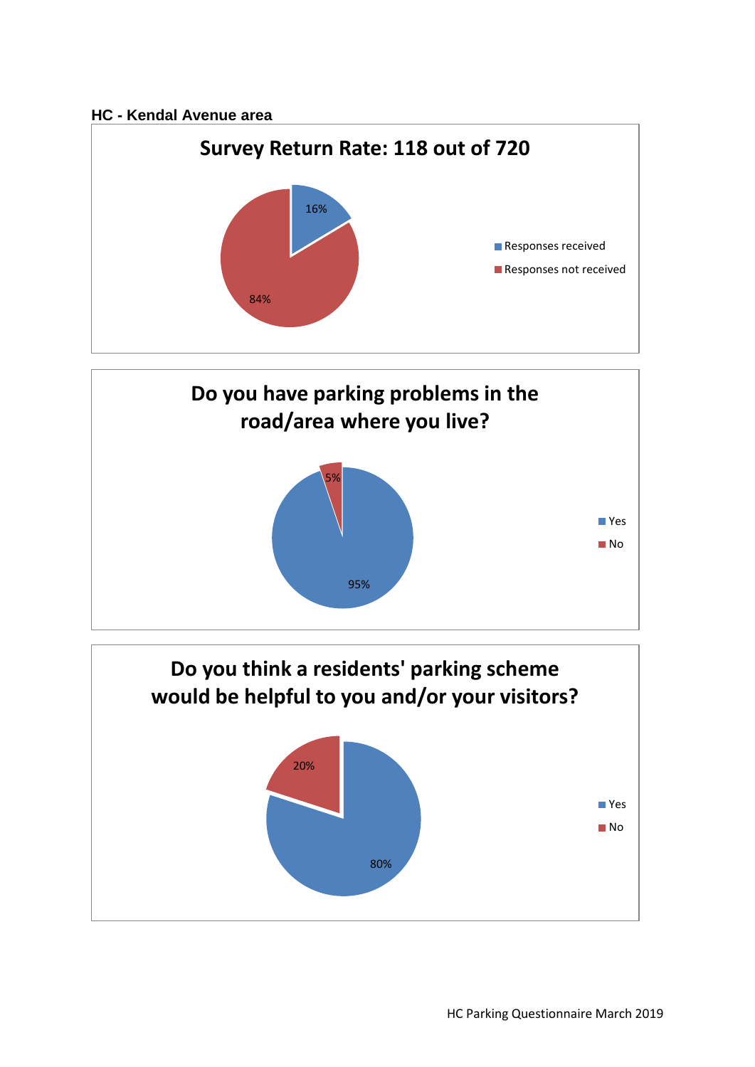**HC - Kendal Avenue area**

## Survey Return Rate: 118 out of 720

| | Percentage |
|---|---|
| Responses received | 16% |
| Responses not received | 84% |

## Do you have parking problems in the road/area where you live?

| | Percentage |
|---|---|
| Yes | 95% |
| No | 5% |

## Do you think a residents' parking scheme would be helpful to you and/or your visitors?

| | Percentage |
|---|---|
| Yes | 80% |
| No | 20% |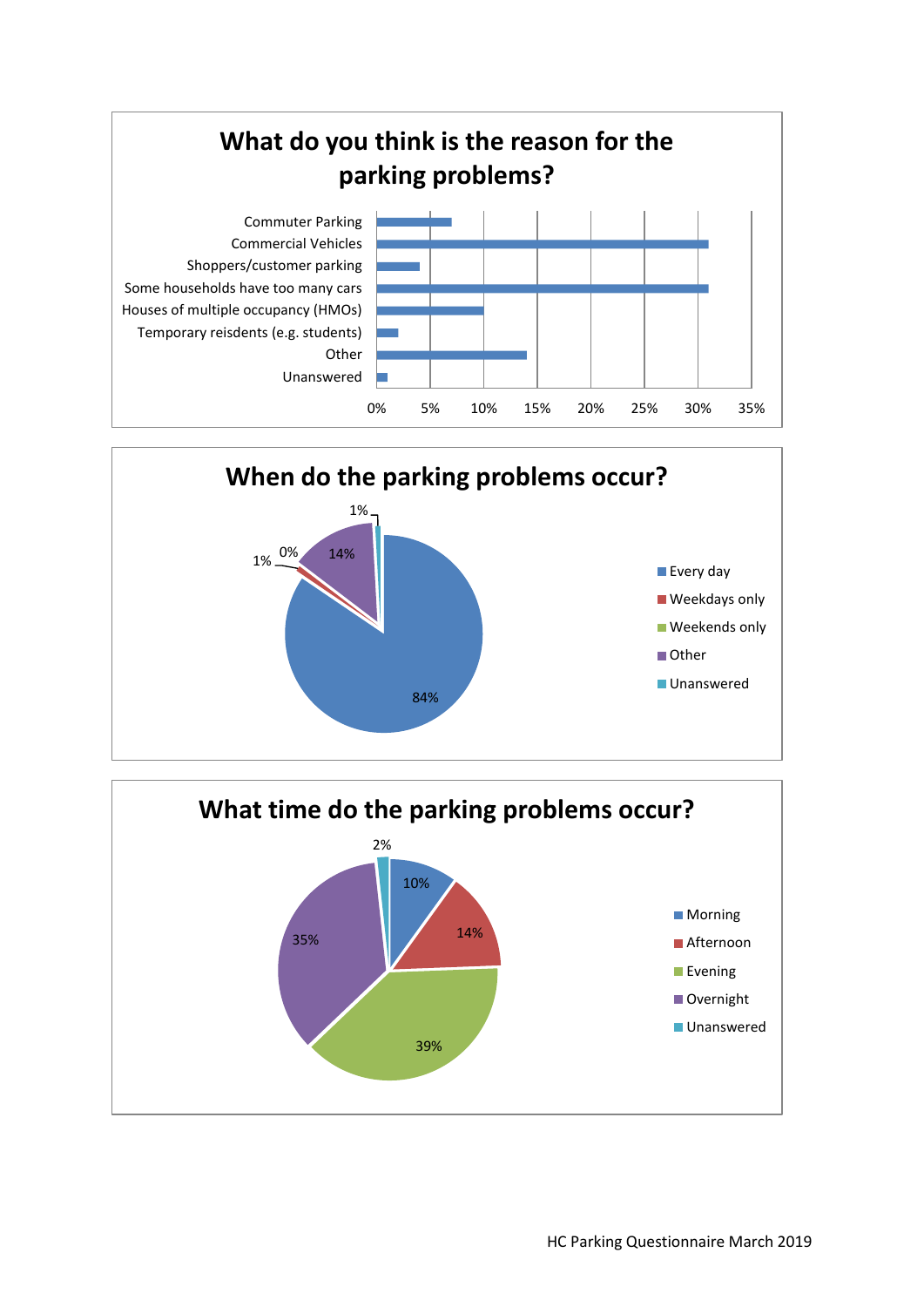## What do you think is the reason for the parking problems?

| Reason | Percentage (approx.) |
|---|---|
| Commuter Parking | 7% |
| Commercial Vehicles | 31% |
| Shoppers/customer parking | 4% |
| Some households have too many cars | 31% |
| Houses of multiple occupancy (HMOs) | 10% |
| Temporary reisdents (e.g. students) | 2% |
| Other | 14% |
| Unanswered | 1% |

## When do the parking problems occur?

| Response | Percentage |
|---|---|
| Every day | 84% |
| Weekdays only | 1% |
| Weekends only | 0% |
| Other | 14% |
| Unanswered | 1% |

## What time do the parking problems occur?

| Response | Percentage |
|---|---|
| Morning | 10% |
| Afternoon | 14% |
| Evening | 39% |
| Overnight | 35% |
| Unanswered | 2% |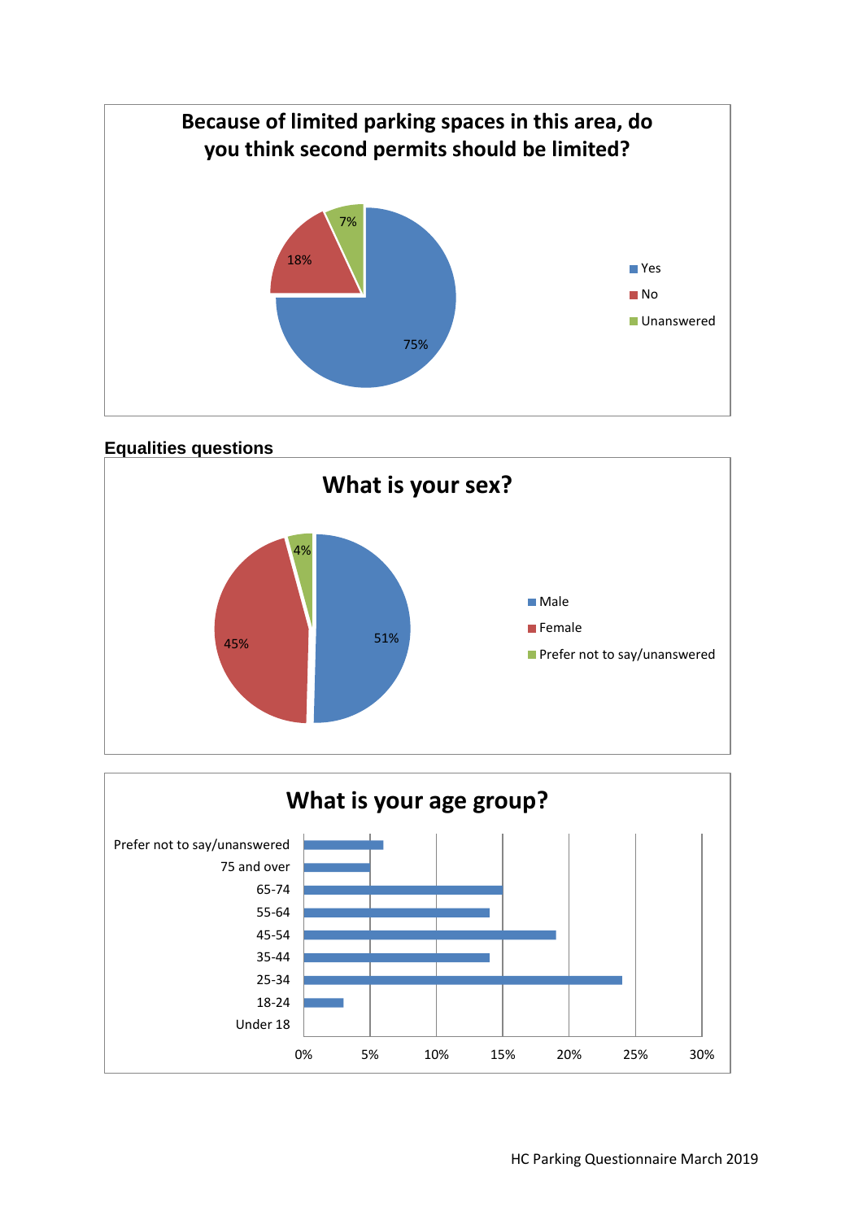**Because of limited parking spaces in this area, do you think second permits should be limited?**

| Response | Percentage |
|---|---|
| Yes | 75% |
| No | 18% |
| Unanswered | 7% |

## Equalities questions

**What is your sex?**

| Response | Percentage |
|---|---|
| Male | 51% |
| Female | 45% |
| Prefer not to say/unanswered | 4% |

**What is your age group?**

| Age group | Approximate percentage |
|---|---|
| Prefer not to say/unanswered | 6% |
| 75 and over | 5% |
| 65-74 | 15% |
| 55-64 | 14% |
| 45-54 | 19% |
| 35-44 | 14% |
| 25-34 | 24% |
| 18-24 | 3% |
| Under 18 | 0% |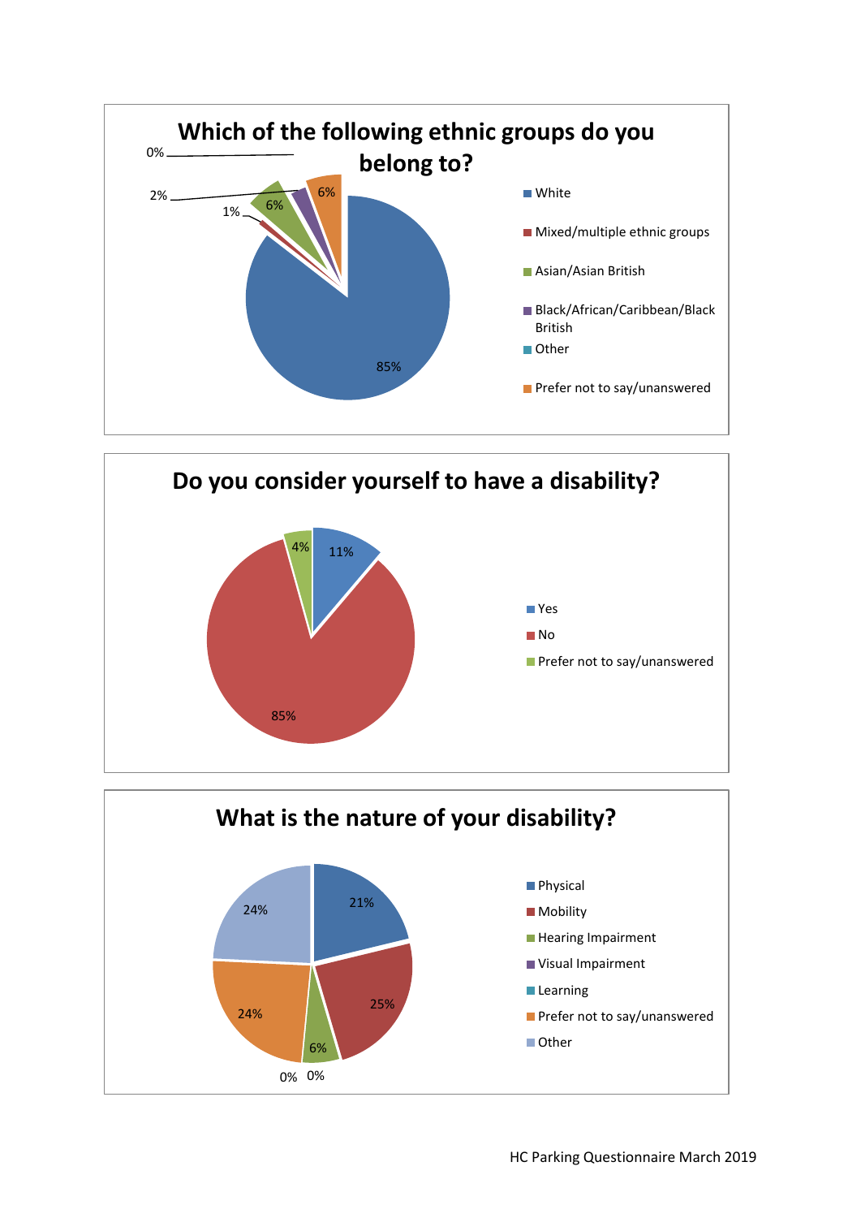## Which of the following ethnic groups do you belong to?

| Ethnic group | Percentage |
| --- | --- |
| White | 85% |
| Mixed/multiple ethnic groups | 1% |
| Asian/Asian British | 6% |
| Black/African/Caribbean/Black British | 2% |
| Other | 0% |
| Prefer not to say/unanswered | 6% |

## Do you consider yourself to have a disability?

| Response | Percentage |
| --- | --- |
| Yes | 11% |
| No | 85% |
| Prefer not to say/unanswered | 4% |

## What is the nature of your disability?

| Nature of disability | Percentage |
| --- | --- |
| Physical | 21% |
| Mobility | 25% |
| Hearing Impairment | 6% |
| Visual Impairment | 0% |
| Learning | 0% |
| Prefer not to say/unanswered | 24% |
| Other | 24% |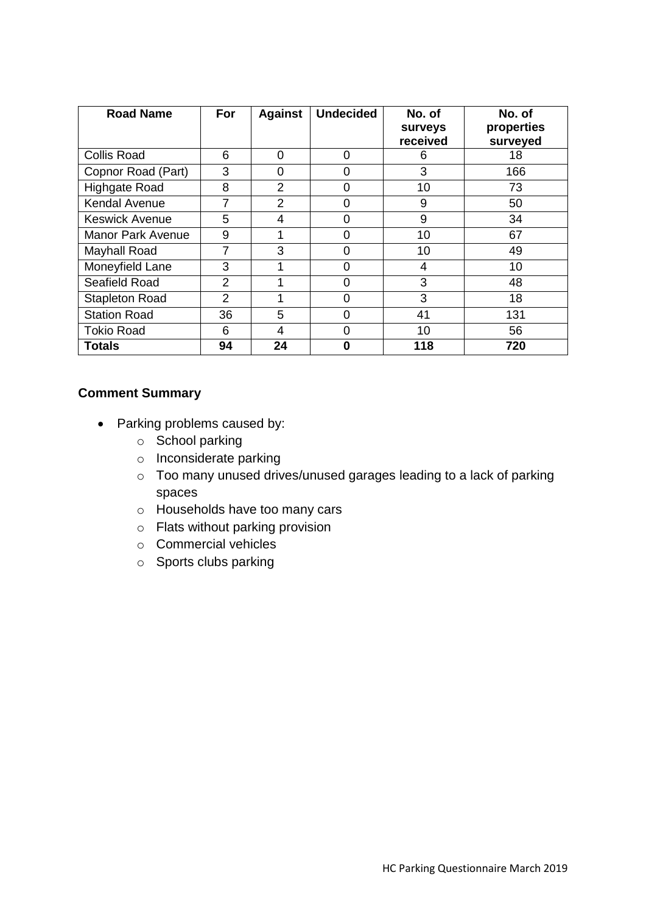| Road Name | For | Against | Undecided | No. of surveys received | No. of properties surveyed |
|---|---|---|---|---|---|
| Collis Road | 6 | 0 | 0 | 6 | 18 |
| Copnor Road (Part) | 3 | 0 | 0 | 3 | 166 |
| Highgate Road | 8 | 2 | 0 | 10 | 73 |
| Kendal Avenue | 7 | 2 | 0 | 9 | 50 |
| Keswick Avenue | 5 | 4 | 0 | 9 | 34 |
| Manor Park Avenue | 9 | 1 | 0 | 10 | 67 |
| Mayhall Road | 7 | 3 | 0 | 10 | 49 |
| Moneyfield Lane | 3 | 1 | 0 | 4 | 10 |
| Seafield Road | 2 | 1 | 0 | 3 | 48 |
| Stapleton Road | 2 | 1 | 0 | 3 | 18 |
| Station Road | 36 | 5 | 0 | 41 | 131 |
| Tokio Road | 6 | 4 | 0 | 10 | 56 |
| **Totals** | **94** | **24** | **0** | **118** | **720** |

## Comment Summary

- Parking problems caused by:
  - School parking
  - Inconsiderate parking
  - Too many unused drives/unused garages leading to a lack of parking spaces
  - Households have too many cars
  - Flats without parking provision
  - Commercial vehicles
  - Sports clubs parking